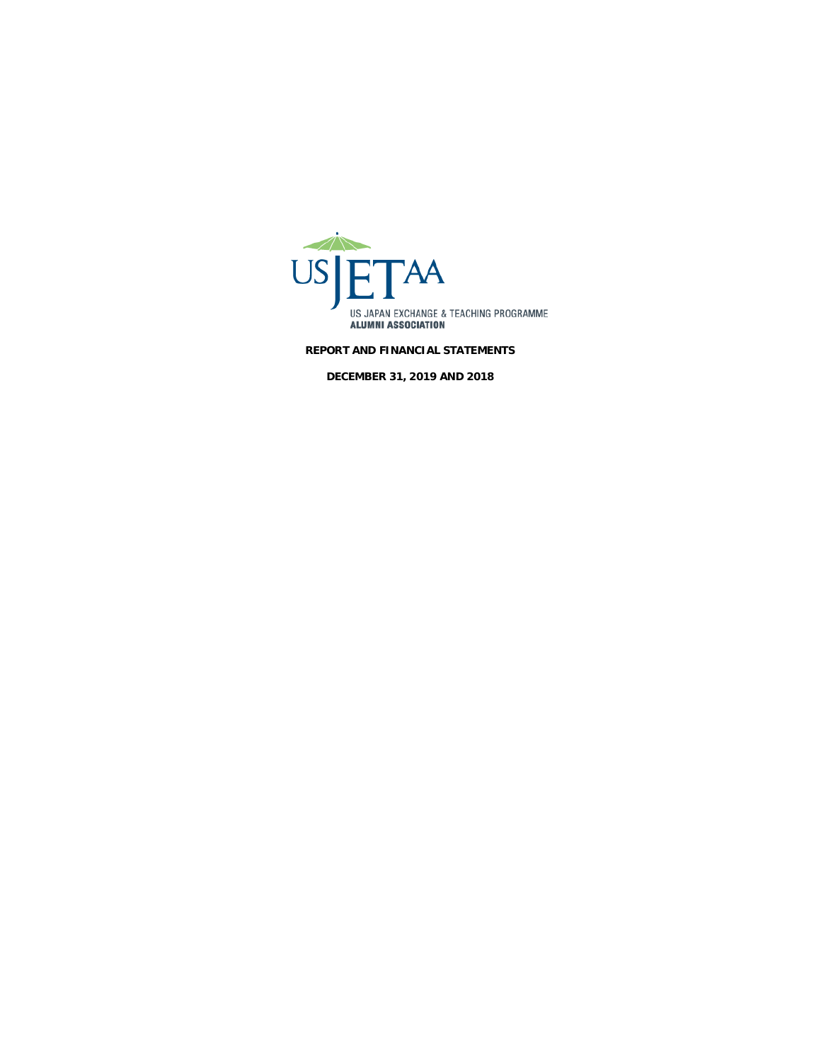USJETAA

US JAPAN EXCHANGE & TEACHING PROGRAMME
**ALUMNI ASSOCIATION**

**REPORT AND FINANCIAL STATEMENTS**

**DECEMBER 31, 2019 AND 2018**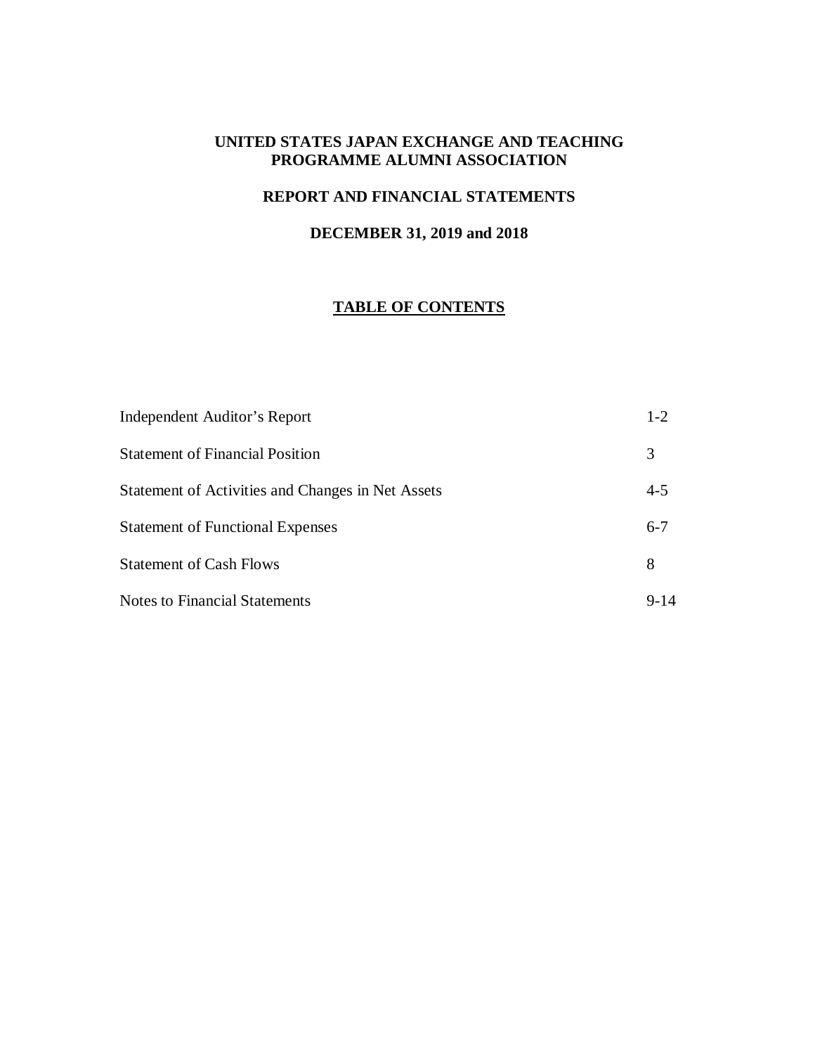# UNITED STATES JAPAN EXCHANGE AND TEACHING PROGRAMME ALUMNI ASSOCIATION

## REPORT AND FINANCIAL STATEMENTS

## DECEMBER 31, 2019 and 2018

### TABLE OF CONTENTS

| | |
|---|---|
| Independent Auditor's Report | 1-2 |
| Statement of Financial Position | 3 |
| Statement of Activities and Changes in Net Assets | 4-5 |
| Statement of Functional Expenses | 6-7 |
| Statement of Cash Flows | 8 |
| Notes to Financial Statements | 9-14 |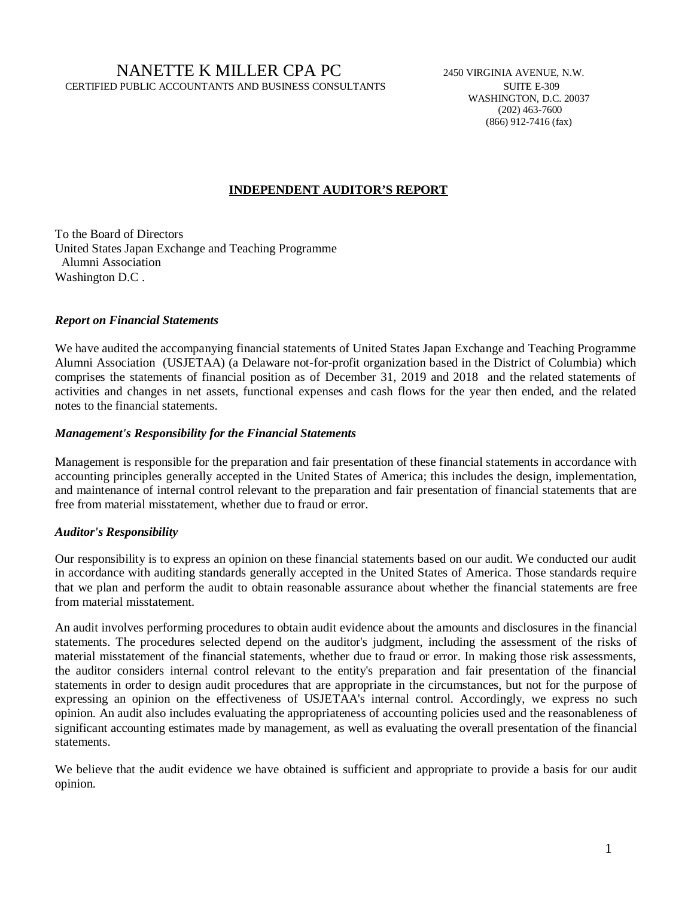NANETTE K MILLER CPA PC
CERTIFIED PUBLIC ACCOUNTANTS AND BUSINESS CONSULTANTS

2450 VIRGINIA AVENUE, N.W.
SUITE E-309
WASHINGTON, D.C. 20037
(202) 463-7600
(866) 912-7416 (fax)

## INDEPENDENT AUDITOR'S REPORT

To the Board of Directors
United States Japan Exchange and Teaching Programme
Alumni Association
Washington D.C .

### *Report on Financial Statements*

We have audited the accompanying financial statements of United States Japan Exchange and Teaching Programme Alumni Association (USJETAA) (a Delaware not-for-profit organization based in the District of Columbia) which comprises the statements of financial position as of December 31, 2019 and 2018 and the related statements of activities and changes in net assets, functional expenses and cash flows for the year then ended, and the related notes to the financial statements.

### *Management's Responsibility for the Financial Statements*

Management is responsible for the preparation and fair presentation of these financial statements in accordance with accounting principles generally accepted in the United States of America; this includes the design, implementation, and maintenance of internal control relevant to the preparation and fair presentation of financial statements that are free from material misstatement, whether due to fraud or error.

### *Auditor's Responsibility*

Our responsibility is to express an opinion on these financial statements based on our audit. We conducted our audit in accordance with auditing standards generally accepted in the United States of America. Those standards require that we plan and perform the audit to obtain reasonable assurance about whether the financial statements are free from material misstatement.

An audit involves performing procedures to obtain audit evidence about the amounts and disclosures in the financial statements. The procedures selected depend on the auditor's judgment, including the assessment of the risks of material misstatement of the financial statements, whether due to fraud or error. In making those risk assessments, the auditor considers internal control relevant to the entity's preparation and fair presentation of the financial statements in order to design audit procedures that are appropriate in the circumstances, but not for the purpose of expressing an opinion on the effectiveness of USJETAA's internal control. Accordingly, we express no such opinion. An audit also includes evaluating the appropriateness of accounting policies used and the reasonableness of significant accounting estimates made by management, as well as evaluating the overall presentation of the financial statements.

We believe that the audit evidence we have obtained is sufficient and appropriate to provide a basis for our audit opinion.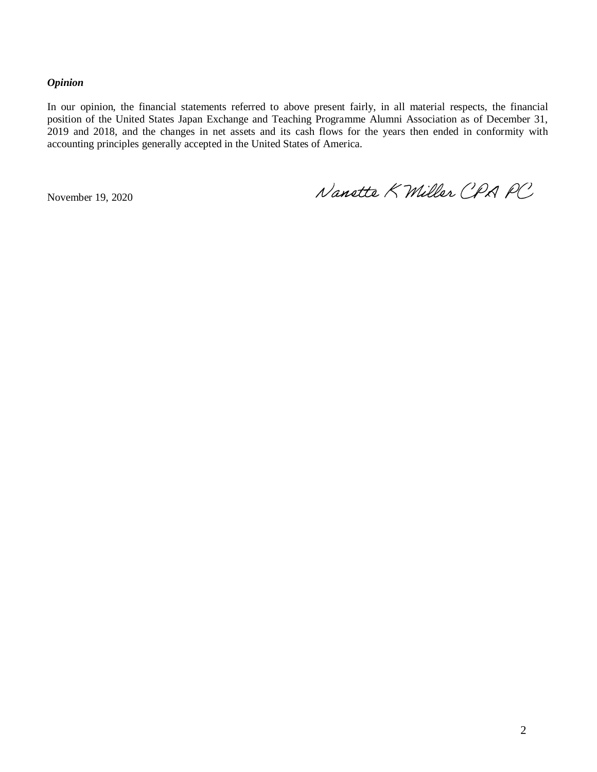***Opinion***

In our opinion, the financial statements referred to above present fairly, in all material respects, the financial position of the United States Japan Exchange and Teaching Programme Alumni Association as of December 31, 2019 and 2018, and the changes in net assets and its cash flows for the years then ended in conformity with accounting principles generally accepted in the United States of America.

November 19, 2020

Nanette K Miller CPA PC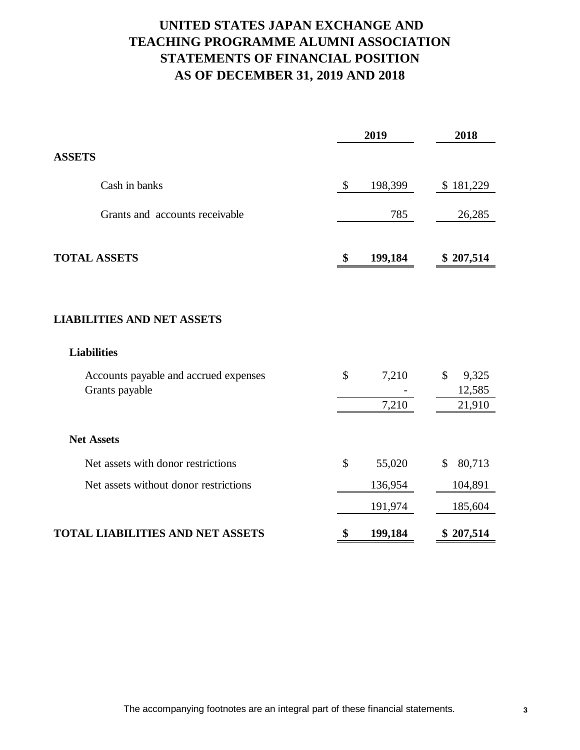# UNITED STATES JAPAN EXCHANGE AND TEACHING PROGRAMME ALUMNI ASSOCIATION
# STATEMENTS OF FINANCIAL POSITION
# AS OF DECEMBER 31, 2019 AND 2018

| | 2019 | 2018 |
|---|---|---|
| **ASSETS** | | |
| Cash in banks | $ 198,399 | $ 181,229 |
| Grants and accounts receivable | 785 | 26,285 |
| **TOTAL ASSETS** | **$ 199,184** | **$ 207,514** |
| | | |
| **LIABILITIES AND NET ASSETS** | | |
| **Liabilities** | | |
| Accounts payable and accrued expenses | $ 7,210 | $ 9,325 |
| Grants payable | - | 12,585 |
| | 7,210 | 21,910 |
| **Net Assets** | | |
| Net assets with donor restrictions | $ 55,020 | $ 80,713 |
| Net assets without donor restrictions | 136,954 | 104,891 |
| | 191,974 | 185,604 |
| **TOTAL LIABILITIES AND NET ASSETS** | **$ 199,184** | **$ 207,514** |

The accompanying footnotes are an integral part of these financial statements.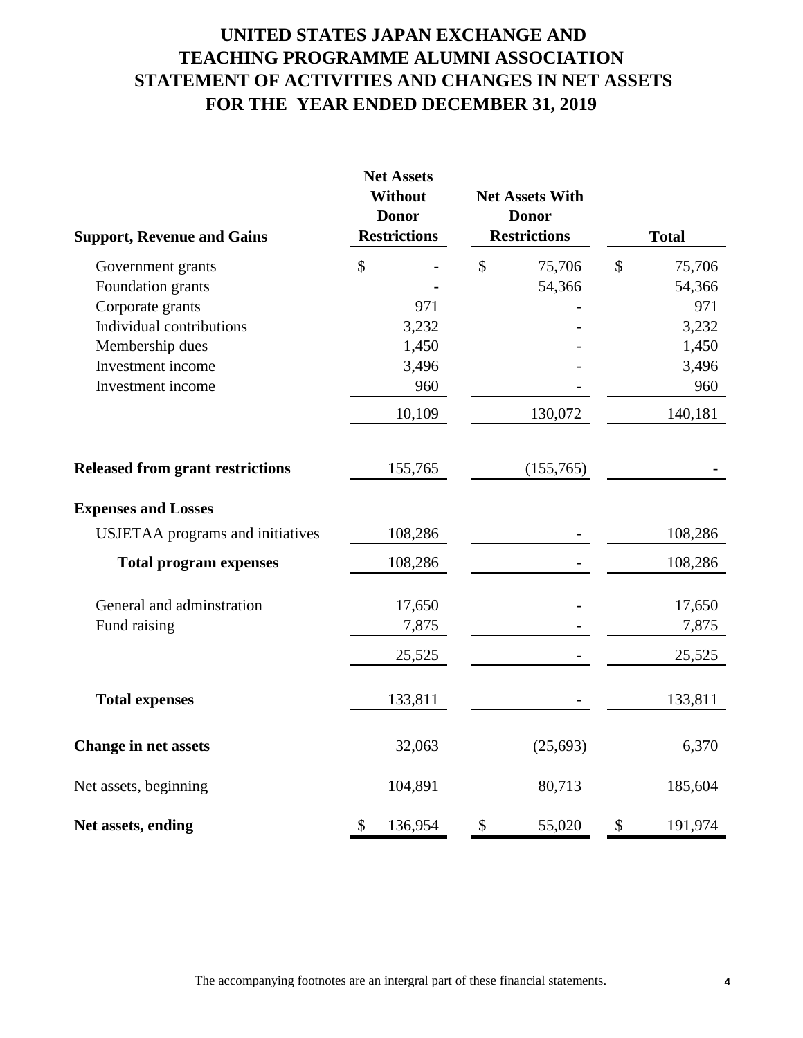# UNITED STATES JAPAN EXCHANGE AND TEACHING PROGRAMME ALUMNI ASSOCIATION
# STATEMENT OF ACTIVITIES AND CHANGES IN NET ASSETS
# FOR THE YEAR ENDED DECEMBER 31, 2019

| Support, Revenue and Gains | Net Assets Without Donor Restrictions | Net Assets With Donor Restrictions | Total |
|---|---|---|---|
| Government grants | $ - | $ 75,706 | $ 75,706 |
| Foundation grants | - | 54,366 | 54,366 |
| Corporate grants | 971 | - | 971 |
| Individual contributions | 3,232 | - | 3,232 |
| Membership dues | 1,450 | - | 1,450 |
| Investment income | 3,496 | - | 3,496 |
| Investment income | 960 | - | 960 |
| | 10,109 | 130,072 | 140,181 |
| **Released from grant restrictions** | 155,765 | (155,765) | - |
| **Expenses and Losses** | | | |
| USJETAA programs and initiatives | 108,286 | - | 108,286 |
| **Total program expenses** | 108,286 | - | 108,286 |
| General and adminstration | 17,650 | - | 17,650 |
| Fund raising | 7,875 | - | 7,875 |
| | 25,525 | - | 25,525 |
| **Total expenses** | 133,811 | - | 133,811 |
| **Change in net assets** | 32,063 | (25,693) | 6,370 |
| Net assets, beginning | 104,891 | 80,713 | 185,604 |
| **Net assets, ending** | $ 136,954 | $ 55,020 | $ 191,974 |

The accompanying footnotes are an intergral part of these financial statements.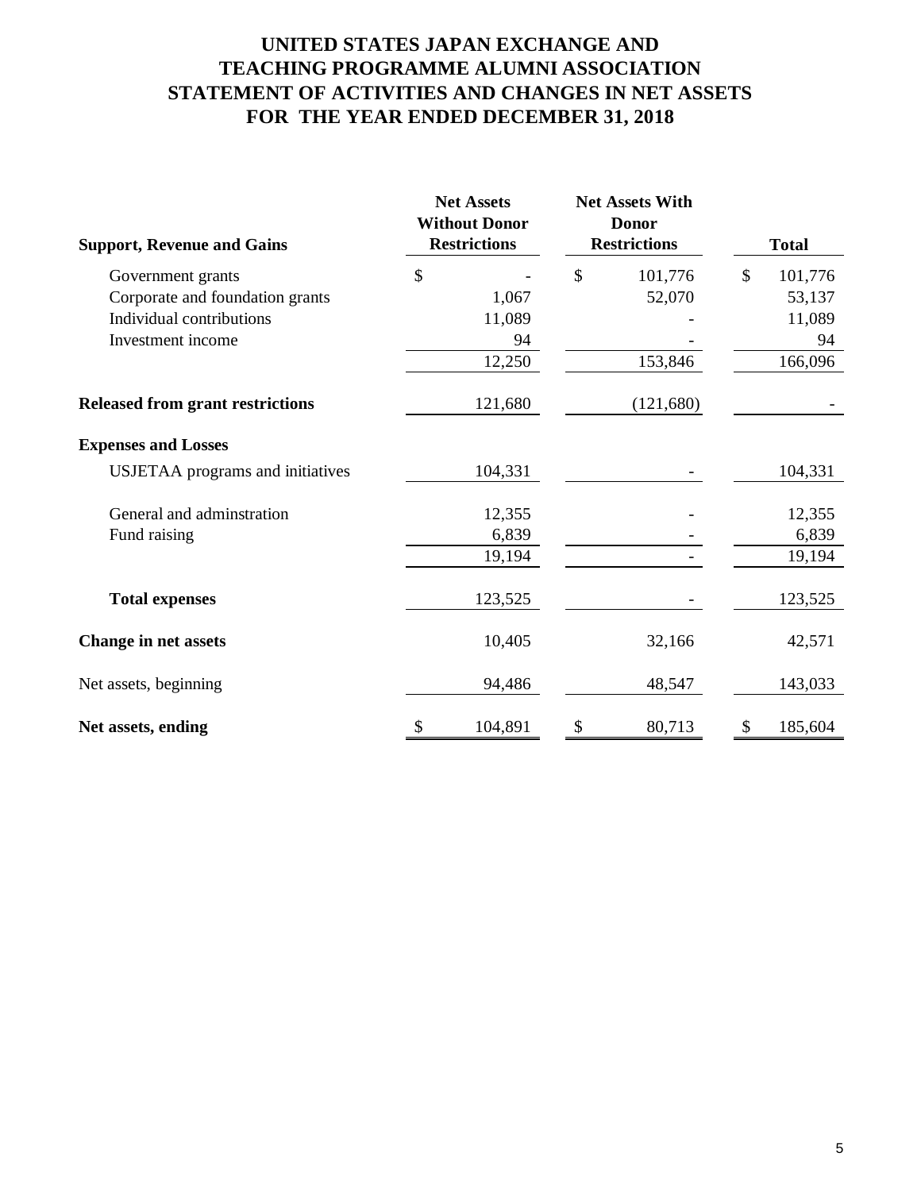# UNITED STATES JAPAN EXCHANGE AND TEACHING PROGRAMME ALUMNI ASSOCIATION
## STATEMENT OF ACTIVITIES AND CHANGES IN NET ASSETS
## FOR THE YEAR ENDED DECEMBER 31, 2018

| **Support, Revenue and Gains** | **Net Assets Without Donor Restrictions** | **Net Assets With Donor Restrictions** | **Total** |
|---|---|---|---|
| Government grants | $ - | $ 101,776 | $ 101,776 |
| Corporate and foundation grants | 1,067 | 52,070 | 53,137 |
| Individual contributions | 11,089 | - | 11,089 |
| Investment income | 94 | - | 94 |
| | 12,250 | 153,846 | 166,096 |
| **Released from grant restrictions** | 121,680 | (121,680) | - |
| **Expenses and Losses** | | | |
| USJETAA programs and initiatives | 104,331 | - | 104,331 |
| General and adminstration | 12,355 | - | 12,355 |
| Fund raising | 6,839 | - | 6,839 |
| | 19,194 | - | 19,194 |
| **Total expenses** | 123,525 | - | 123,525 |
| **Change in net assets** | 10,405 | 32,166 | 42,571 |
| Net assets, beginning | 94,486 | 48,547 | 143,033 |
| **Net assets, ending** | $ 104,891 | $ 80,713 | $ 185,604 |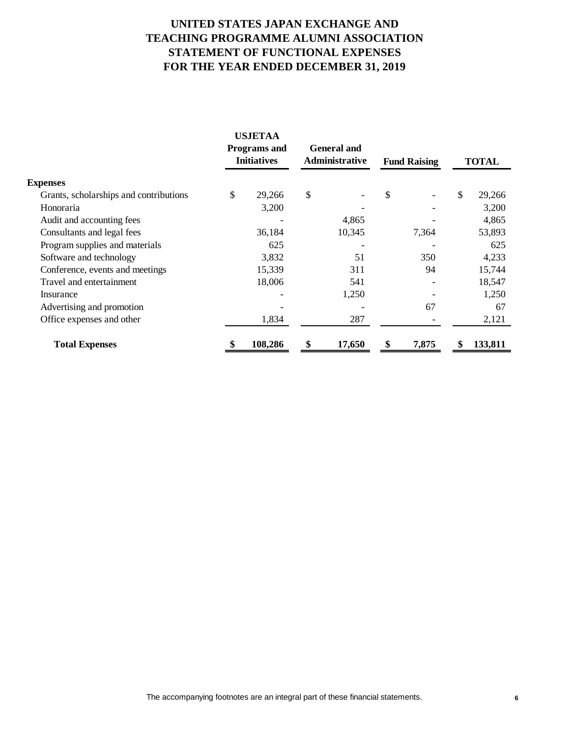# UNITED STATES JAPAN EXCHANGE AND TEACHING PROGRAMME ALUMNI ASSOCIATION
# STATEMENT OF FUNCTIONAL EXPENSES
# FOR THE YEAR ENDED DECEMBER 31, 2019

| | USJETAA Programs and Initiatives | General and Administrative | Fund Raising | TOTAL |
|---|---|---|---|---|
| **Expenses** | | | | |
| Grants, scholarships and contributions | $ 29,266 | $ - | $ - | $ 29,266 |
| Honoraria | 3,200 | - | - | 3,200 |
| Audit and accounting fees | - | 4,865 | - | 4,865 |
| Consultants and legal fees | 36,184 | 10,345 | 7,364 | 53,893 |
| Program supplies and materials | 625 | - | - | 625 |
| Software and technology | 3,832 | 51 | 350 | 4,233 |
| Conference, events and meetings | 15,339 | 311 | 94 | 15,744 |
| Travel and entertainment | 18,006 | 541 | - | 18,547 |
| Insurance | - | 1,250 | - | 1,250 |
| Advertising and promotion | - | - | 67 | 67 |
| Office expenses and other | 1,834 | 287 | - | 2,121 |
| **Total Expenses** | **$ 108,286** | **$ 17,650** | **$ 7,875** | **$ 133,811** |

The accompanying footnotes are an integral part of these financial statements.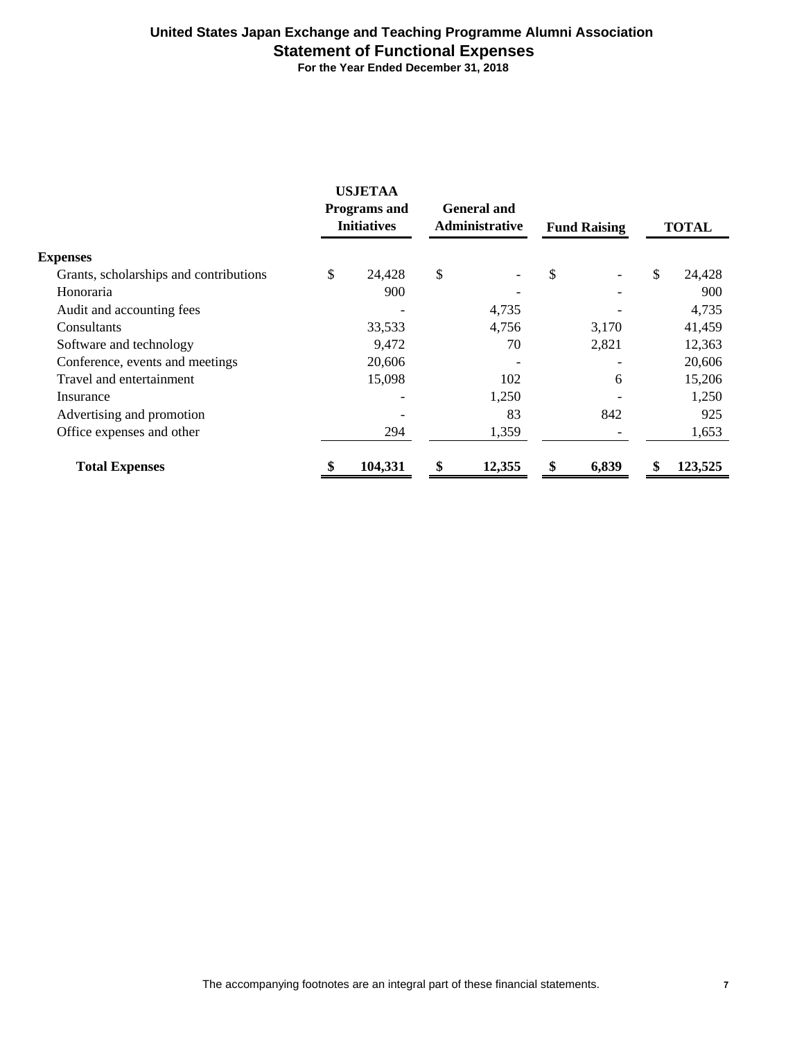# United States Japan Exchange and Teaching Programme Alumni Association

## Statement of Functional Expenses

**For the Year Ended December 31, 2018**

| | USJETAA Programs and Initiatives | General and Administrative | Fund Raising | TOTAL |
|---|---|---|---|---|
| **Expenses** | | | | |
| Grants, scholarships and contributions | $ 24,428 | $ - | $ - | $ 24,428 |
| Honoraria | 900 | - | - | 900 |
| Audit and accounting fees | - | 4,735 | - | 4,735 |
| Consultants | 33,533 | 4,756 | 3,170 | 41,459 |
| Software and technology | 9,472 | 70 | 2,821 | 12,363 |
| Conference, events and meetings | 20,606 | - | - | 20,606 |
| Travel and entertainment | 15,098 | 102 | 6 | 15,206 |
| Insurance | - | 1,250 | - | 1,250 |
| Advertising and promotion | - | 83 | 842 | 925 |
| Office expenses and other | 294 | 1,359 | - | 1,653 |
| **Total Expenses** | **$ 104,331** | **$ 12,355** | **$ 6,839** | **$ 123,525** |

The accompanying footnotes are an integral part of these financial statements.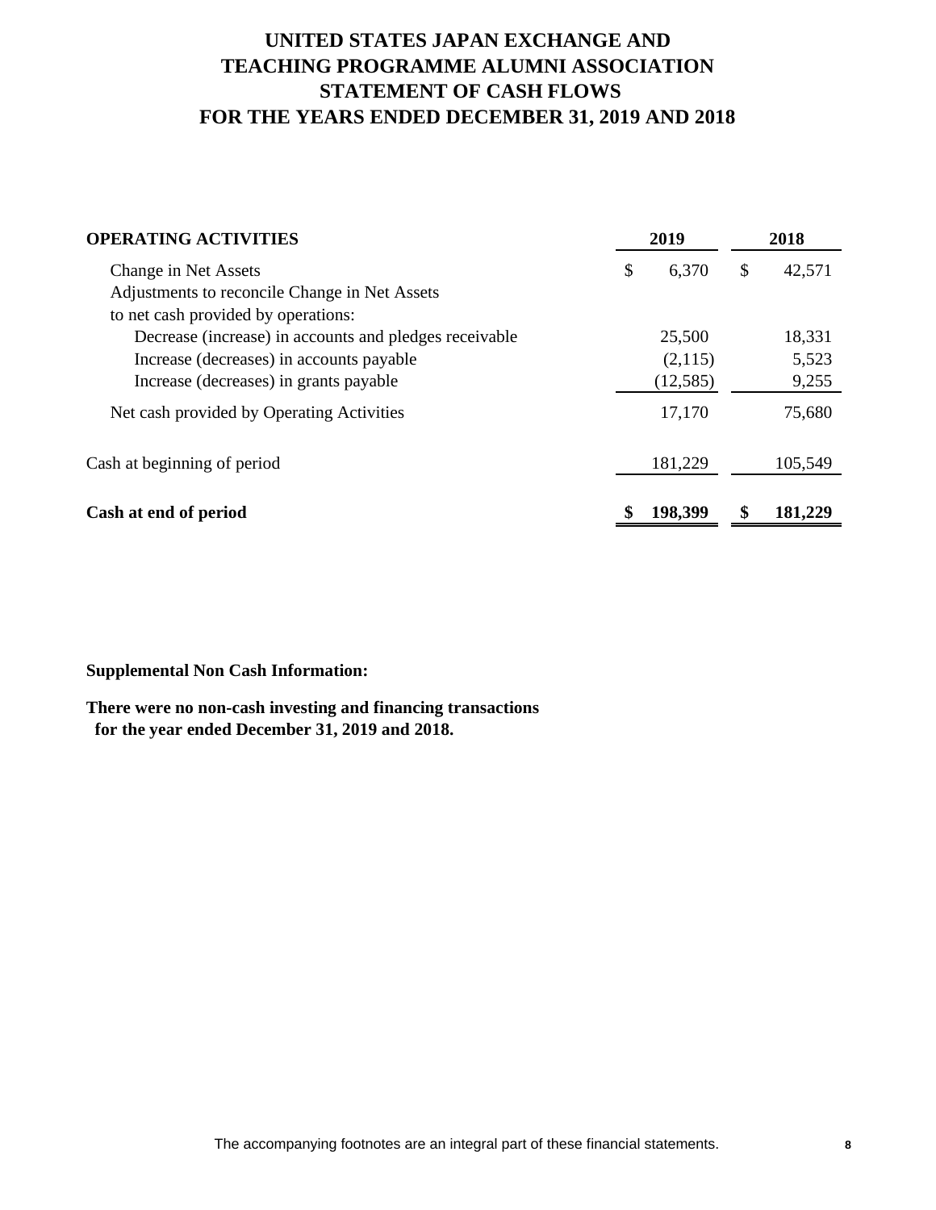# UNITED STATES JAPAN EXCHANGE AND TEACHING PROGRAMME ALUMNI ASSOCIATION
# STATEMENT OF CASH FLOWS
# FOR THE YEARS ENDED DECEMBER 31, 2019 AND 2018

| **OPERATING ACTIVITIES** | **2019** | **2018** |
|---|---|---|
| Change in Net Assets | $ 6,370 | $ 42,571 |
| Adjustments to reconcile Change in Net Assets | | |
| to net cash provided by operations: | | |
| Decrease (increase) in accounts and pledges receivable | 25,500 | 18,331 |
| Increase (decreases) in accounts payable | (2,115) | 5,523 |
| Increase (decreases) in grants payable | (12,585) | 9,255 |
| Net cash provided by Operating Activities | 17,170 | 75,680 |
| Cash at beginning of period | 181,229 | 105,549 |
| **Cash at end of period** | **$ 198,399** | **$ 181,229** |

**Supplemental Non Cash Information:**

**There were no non-cash investing and financing transactions for the year ended December 31, 2019 and 2018.**

The accompanying footnotes are an integral part of these financial statements.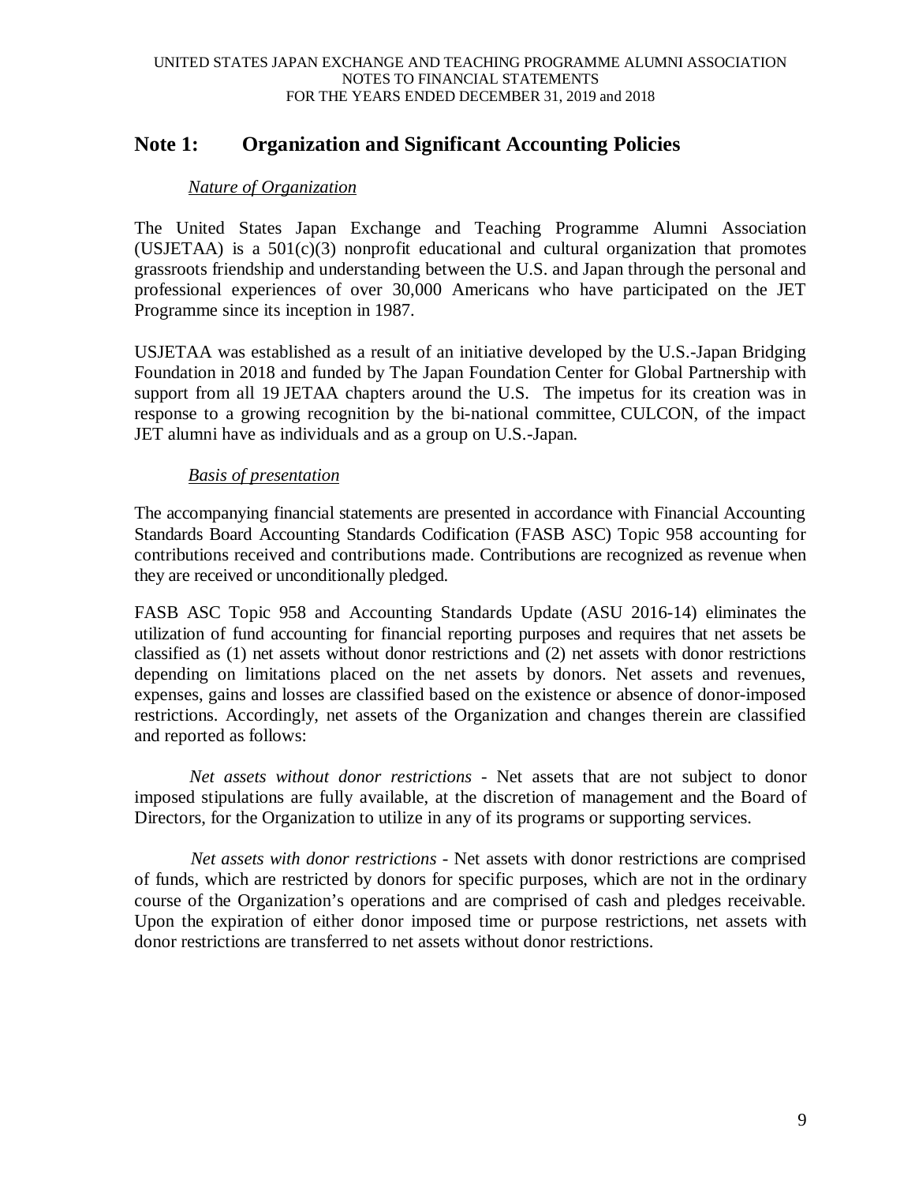## Note 1: Organization and Significant Accounting Policies

*Nature of Organization*

The United States Japan Exchange and Teaching Programme Alumni Association (USJETAA) is a 501(c)(3) nonprofit educational and cultural organization that promotes grassroots friendship and understanding between the U.S. and Japan through the personal and professional experiences of over 30,000 Americans who have participated on the JET Programme since its inception in 1987.

USJETAA was established as a result of an initiative developed by the U.S.-Japan Bridging Foundation in 2018 and funded by The Japan Foundation Center for Global Partnership with support from all 19 JETAA chapters around the U.S. The impetus for its creation was in response to a growing recognition by the bi-national committee, CULCON, of the impact JET alumni have as individuals and as a group on U.S.-Japan.

*Basis of presentation*

The accompanying financial statements are presented in accordance with Financial Accounting Standards Board Accounting Standards Codification (FASB ASC) Topic 958 accounting for contributions received and contributions made. Contributions are recognized as revenue when they are received or unconditionally pledged.

FASB ASC Topic 958 and Accounting Standards Update (ASU 2016-14) eliminates the utilization of fund accounting for financial reporting purposes and requires that net assets be classified as (1) net assets without donor restrictions and (2) net assets with donor restrictions depending on limitations placed on the net assets by donors. Net assets and revenues, expenses, gains and losses are classified based on the existence or absence of donor-imposed restrictions. Accordingly, net assets of the Organization and changes therein are classified and reported as follows:

*Net assets without donor restrictions* - Net assets that are not subject to donor imposed stipulations are fully available, at the discretion of management and the Board of Directors, for the Organization to utilize in any of its programs or supporting services.

*Net assets with donor restrictions* - Net assets with donor restrictions are comprised of funds, which are restricted by donors for specific purposes, which are not in the ordinary course of the Organization's operations and are comprised of cash and pledges receivable. Upon the expiration of either donor imposed time or purpose restrictions, net assets with donor restrictions are transferred to net assets without donor restrictions.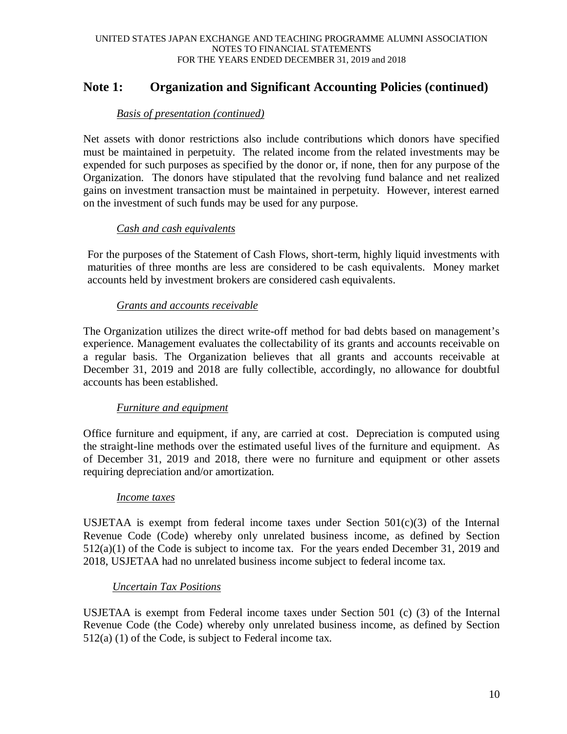## Note 1: Organization and Significant Accounting Policies (continued)

*Basis of presentation (continued)*

Net assets with donor restrictions also include contributions which donors have specified must be maintained in perpetuity. The related income from the related investments may be expended for such purposes as specified by the donor or, if none, then for any purpose of the Organization. The donors have stipulated that the revolving fund balance and net realized gains on investment transaction must be maintained in perpetuity. However, interest earned on the investment of such funds may be used for any purpose.

*Cash and cash equivalents*

For the purposes of the Statement of Cash Flows, short-term, highly liquid investments with maturities of three months are less are considered to be cash equivalents. Money market accounts held by investment brokers are considered cash equivalents.

*Grants and accounts receivable*

The Organization utilizes the direct write-off method for bad debts based on management's experience. Management evaluates the collectability of its grants and accounts receivable on a regular basis. The Organization believes that all grants and accounts receivable at December 31, 2019 and 2018 are fully collectible, accordingly, no allowance for doubtful accounts has been established.

*Furniture and equipment*

Office furniture and equipment, if any, are carried at cost. Depreciation is computed using the straight-line methods over the estimated useful lives of the furniture and equipment. As of December 31, 2019 and 2018, there were no furniture and equipment or other assets requiring depreciation and/or amortization.

*Income taxes*

USJETAA is exempt from federal income taxes under Section 501(c)(3) of the Internal Revenue Code (Code) whereby only unrelated business income, as defined by Section 512(a)(1) of the Code is subject to income tax. For the years ended December 31, 2019 and 2018, USJETAA had no unrelated business income subject to federal income tax.

*Uncertain Tax Positions*

USJETAA is exempt from Federal income taxes under Section 501 (c) (3) of the Internal Revenue Code (the Code) whereby only unrelated business income, as defined by Section 512(a) (1) of the Code, is subject to Federal income tax.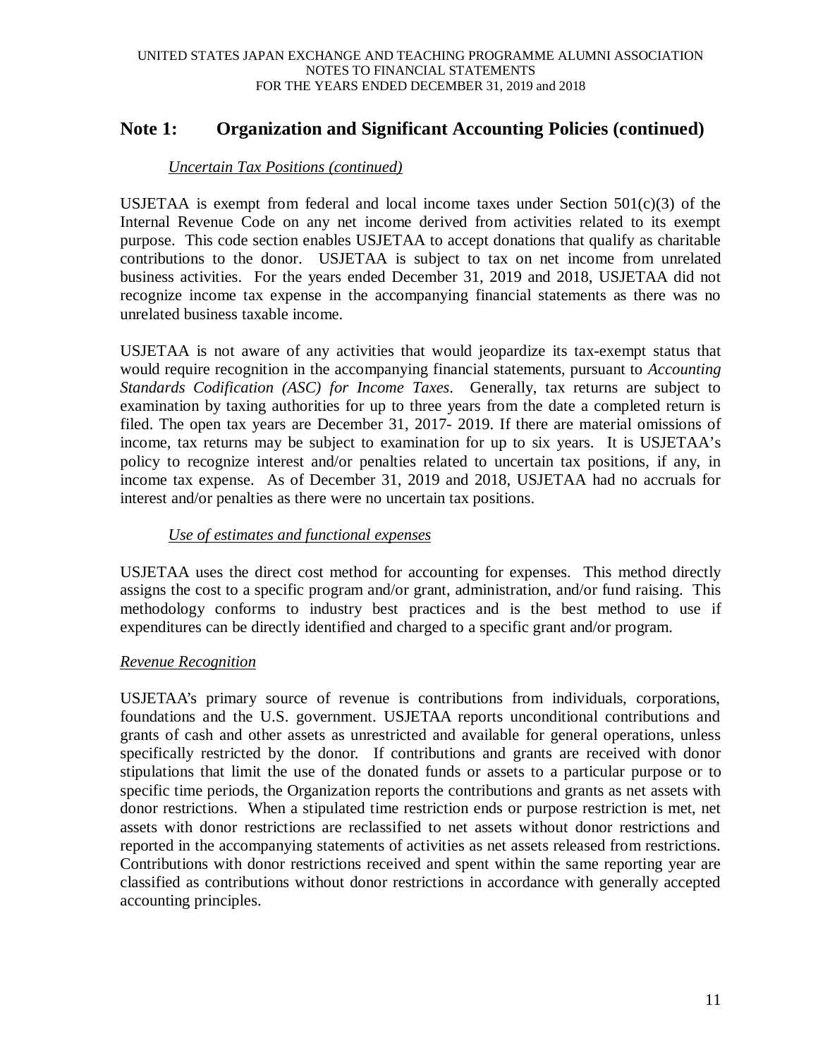## Note 1: Organization and Significant Accounting Policies (continued)

*Uncertain Tax Positions (continued)*

USJETAA is exempt from federal and local income taxes under Section 501(c)(3) of the Internal Revenue Code on any net income derived from activities related to its exempt purpose. This code section enables USJETAA to accept donations that qualify as charitable contributions to the donor. USJETAA is subject to tax on net income from unrelated business activities. For the years ended December 31, 2019 and 2018, USJETAA did not recognize income tax expense in the accompanying financial statements as there was no unrelated business taxable income.

USJETAA is not aware of any activities that would jeopardize its tax-exempt status that would require recognition in the accompanying financial statements, pursuant to *Accounting Standards Codification (ASC) for Income Taxes*. Generally, tax returns are subject to examination by taxing authorities for up to three years from the date a completed return is filed. The open tax years are December 31, 2017- 2019. If there are material omissions of income, tax returns may be subject to examination for up to six years. It is USJETAA's policy to recognize interest and/or penalties related to uncertain tax positions, if any, in income tax expense. As of December 31, 2019 and 2018, USJETAA had no accruals for interest and/or penalties as there were no uncertain tax positions.

*Use of estimates and functional expenses*

USJETAA uses the direct cost method for accounting for expenses. This method directly assigns the cost to a specific program and/or grant, administration, and/or fund raising. This methodology conforms to industry best practices and is the best method to use if expenditures can be directly identified and charged to a specific grant and/or program.

*Revenue Recognition*

USJETAA's primary source of revenue is contributions from individuals, corporations, foundations and the U.S. government. USJETAA reports unconditional contributions and grants of cash and other assets as unrestricted and available for general operations, unless specifically restricted by the donor. If contributions and grants are received with donor stipulations that limit the use of the donated funds or assets to a particular purpose or to specific time periods, the Organization reports the contributions and grants as net assets with donor restrictions. When a stipulated time restriction ends or purpose restriction is met, net assets with donor restrictions are reclassified to net assets without donor restrictions and reported in the accompanying statements of activities as net assets released from restrictions. Contributions with donor restrictions received and spent within the same reporting year are classified as contributions without donor restrictions in accordance with generally accepted accounting principles.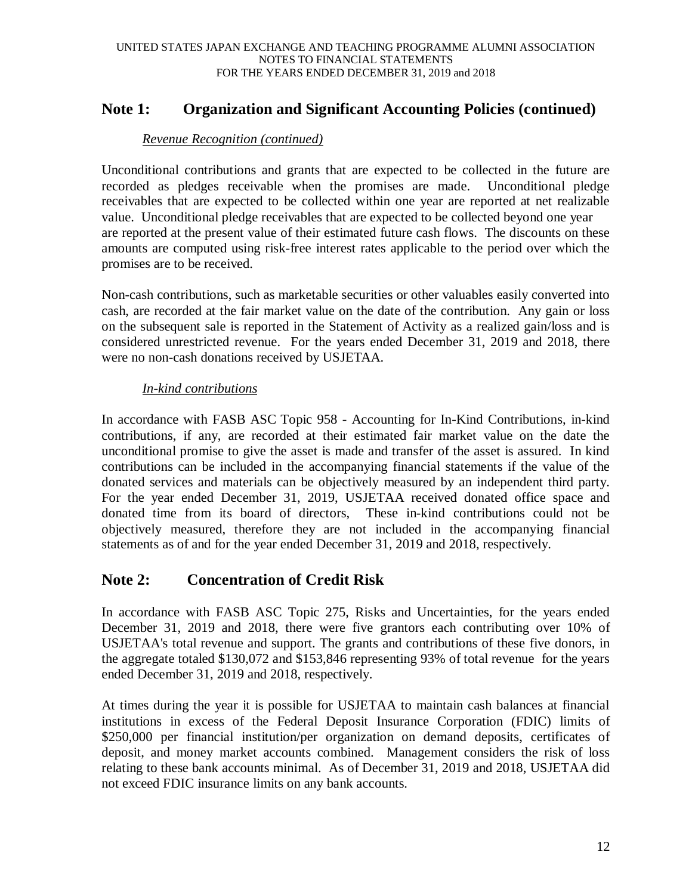## Note 1: Organization and Significant Accounting Policies (continued)

*Revenue Recognition (continued)*

Unconditional contributions and grants that are expected to be collected in the future are recorded as pledges receivable when the promises are made. Unconditional pledge receivables that are expected to be collected within one year are reported at net realizable value. Unconditional pledge receivables that are expected to be collected beyond one year are reported at the present value of their estimated future cash flows. The discounts on these amounts are computed using risk-free interest rates applicable to the period over which the promises are to be received.

Non-cash contributions, such as marketable securities or other valuables easily converted into cash, are recorded at the fair market value on the date of the contribution. Any gain or loss on the subsequent sale is reported in the Statement of Activity as a realized gain/loss and is considered unrestricted revenue. For the years ended December 31, 2019 and 2018, there were no non-cash donations received by USJETAA.

*In-kind contributions*

In accordance with FASB ASC Topic 958 - Accounting for In-Kind Contributions, in-kind contributions, if any, are recorded at their estimated fair market value on the date the unconditional promise to give the asset is made and transfer of the asset is assured. In kind contributions can be included in the accompanying financial statements if the value of the donated services and materials can be objectively measured by an independent third party. For the year ended December 31, 2019, USJETAA received donated office space and donated time from its board of directors, These in-kind contributions could not be objectively measured, therefore they are not included in the accompanying financial statements as of and for the year ended December 31, 2019 and 2018, respectively.

## Note 2: Concentration of Credit Risk

In accordance with FASB ASC Topic 275, Risks and Uncertainties, for the years ended December 31, 2019 and 2018, there were five grantors each contributing over 10% of USJETAA's total revenue and support. The grants and contributions of these five donors, in the aggregate totaled $130,072 and $153,846 representing 93% of total revenue for the years ended December 31, 2019 and 2018, respectively.

At times during the year it is possible for USJETAA to maintain cash balances at financial institutions in excess of the Federal Deposit Insurance Corporation (FDIC) limits of $250,000 per financial institution/per organization on demand deposits, certificates of deposit, and money market accounts combined. Management considers the risk of loss relating to these bank accounts minimal. As of December 31, 2019 and 2018, USJETAA did not exceed FDIC insurance limits on any bank accounts.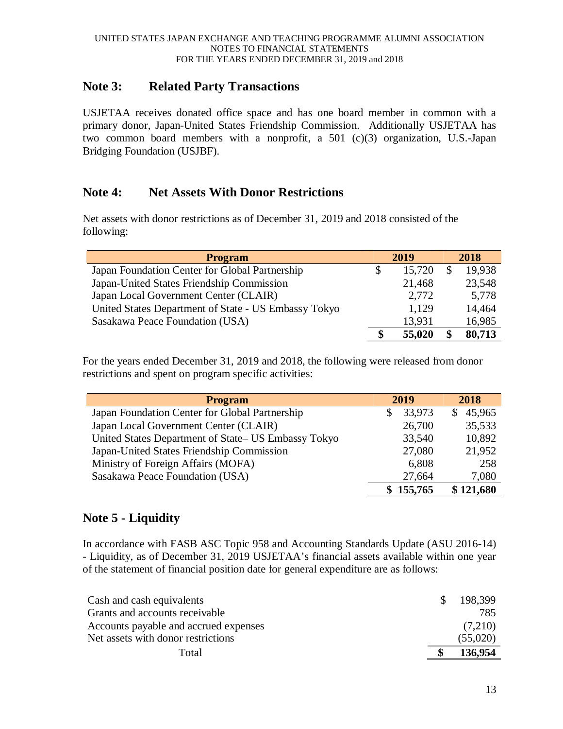## Note 3: Related Party Transactions

USJETAA receives donated office space and has one board member in common with a primary donor, Japan-United States Friendship Commission. Additionally USJETAA has two common board members with a nonprofit, a 501 (c)(3) organization, U.S.-Japan Bridging Foundation (USJBF).

## Note 4: Net Assets With Donor Restrictions

Net assets with donor restrictions as of December 31, 2019 and 2018 consisted of the following:

| Program | 2019 | 2018 |
|---|---|---|
| Japan Foundation Center for Global Partnership | $ 15,720 | $ 19,938 |
| Japan-United States Friendship Commission | 21,468 | 23,548 |
| Japan Local Government Center (CLAIR) | 2,772 | 5,778 |
| United States Department of State - US Embassy Tokyo | 1,129 | 14,464 |
| Sasakawa Peace Foundation (USA) | 13,931 | 16,985 |
| | **$ 55,020** | **$ 80,713** |

For the years ended December 31, 2019 and 2018, the following were released from donor restrictions and spent on program specific activities:

| Program | 2019 | 2018 |
|---|---|---|
| Japan Foundation Center for Global Partnership | $ 33,973 | $ 45,965 |
| Japan Local Government Center (CLAIR) | 26,700 | 35,533 |
| United States Department of State– US Embassy Tokyo | 33,540 | 10,892 |
| Japan-United States Friendship Commission | 27,080 | 21,952 |
| Ministry of Foreign Affairs (MOFA) | 6,808 | 258 |
| Sasakawa Peace Foundation (USA) | 27,664 | 7,080 |
| | **$ 155,765** | **$ 121,680** |

## Note 5 - Liquidity

In accordance with FASB ASC Topic 958 and Accounting Standards Update (ASU 2016-14) - Liquidity, as of December 31, 2019 USJETAA's financial assets available within one year of the statement of financial position date for general expenditure are as follows:

| | |
|---|---|
| Cash and cash equivalents | $ 198,399 |
| Grants and accounts receivable | 785 |
| Accounts payable and accrued expenses | (7,210) |
| Net assets with donor restrictions | (55,020) |
| Total | **$ 136,954** |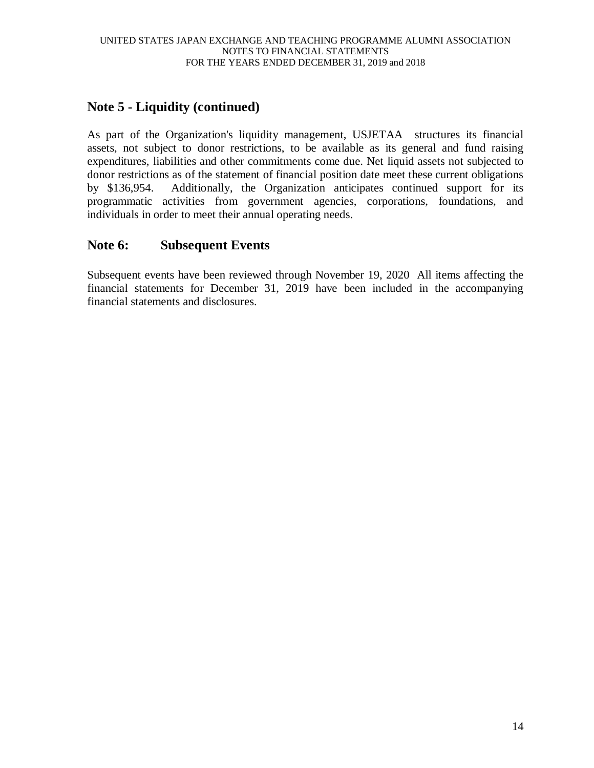## Note 5 - Liquidity (continued)

As part of the Organization's liquidity management, USJETAA structures its financial assets, not subject to donor restrictions, to be available as its general and fund raising expenditures, liabilities and other commitments come due. Net liquid assets not subjected to donor restrictions as of the statement of financial position date meet these current obligations by $136,954. Additionally, the Organization anticipates continued support for its programmatic activities from government agencies, corporations, foundations, and individuals in order to meet their annual operating needs.

## Note 6: Subsequent Events

Subsequent events have been reviewed through November 19, 2020 All items affecting the financial statements for December 31, 2019 have been included in the accompanying financial statements and disclosures.